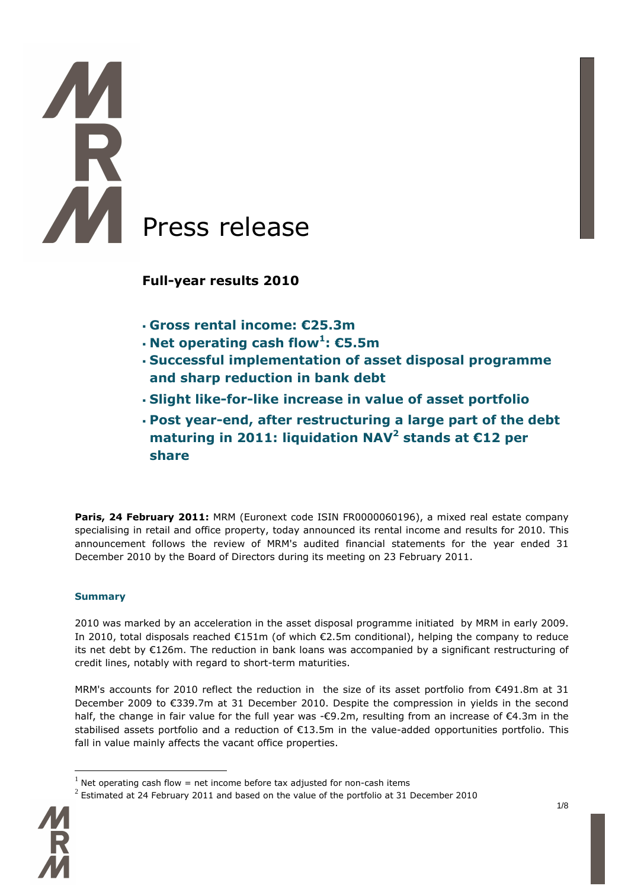# Press release

## Full-year results 2010

- **Gross rental income: €25.3m**
- **Net operating cash flow[1]: €5.5m**
- **Successful implementation of asset disposal programme and sharp reduction in bank debt**
- **Slight like-for-like increase in value of asset portfolio**
- **Post year-end, after restructuring a large part of the debt maturing in 2011: liquidation NAV[2] stands at €12 per share**

**Paris, 24 February 2011:** MRM (Euronext code ISIN FR0000060196), a mixed real estate company specialising in retail and office property, today announced its rental income and results for 2010. This announcement follows the review of MRM's audited financial statements for the year ended 31 December 2010 by the Board of Directors during its meeting on 23 February 2011.

### Summary

2010 was marked by an acceleration in the asset disposal programme initiated by MRM in early 2009. In 2010, total disposals reached €151m (of which €2.5m conditional), helping the company to reduce its net debt by €126m. The reduction in bank loans was accompanied by a significant restructuring of credit lines, notably with regard to short-term maturities.

MRM's accounts for 2010 reflect the reduction in the size of its asset portfolio from €491.8m at 31 December 2009 to €339.7m at 31 December 2010. Despite the compression in yields in the second half, the change in fair value for the full year was -€9.2m, resulting from an increase of €4.3m in the stabilised assets portfolio and a reduction of €13.5m in the value-added opportunities portfolio. This fall in value mainly affects the vacant office properties.

[1] Net operating cash flow = net income before tax adjusted for non-cash items

[2] Estimated at 24 February 2011 and based on the value of the portfolio at 31 December 2010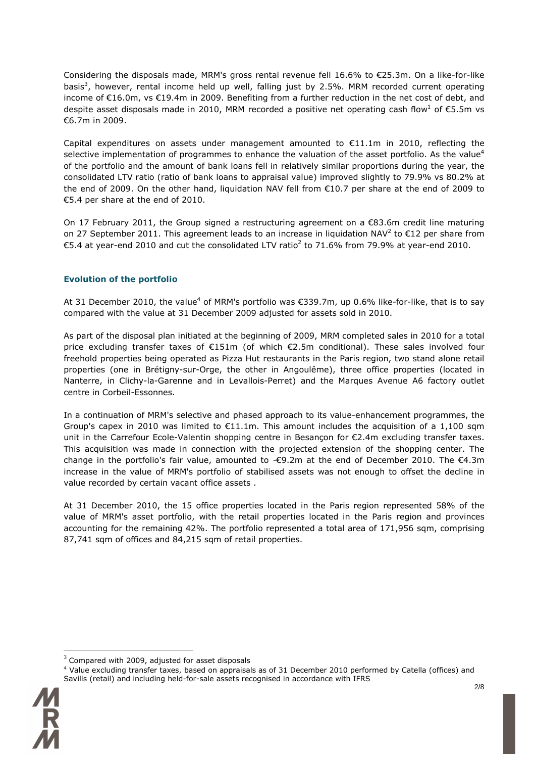Considering the disposals made, MRM's gross rental revenue fell 16.6% to €25.3m. On a like-for-like basis[3], however, rental income held up well, falling just by 2.5%. MRM recorded current operating income of €16.0m, vs €19.4m in 2009. Benefiting from a further reduction in the net cost of debt, and despite asset disposals made in 2010, MRM recorded a positive net operating cash flow[1] of €5.5m vs €6.7m in 2009.

Capital expenditures on assets under management amounted to €11.1m in 2010, reflecting the selective implementation of programmes to enhance the valuation of the asset portfolio. As the value[4] of the portfolio and the amount of bank loans fell in relatively similar proportions during the year, the consolidated LTV ratio (ratio of bank loans to appraisal value) improved slightly to 79.9% vs 80.2% at the end of 2009. On the other hand, liquidation NAV fell from €10.7 per share at the end of 2009 to €5.4 per share at the end of 2010.

On 17 February 2011, the Group signed a restructuring agreement on a €83.6m credit line maturing on 27 September 2011. This agreement leads to an increase in liquidation NAV[2] to €12 per share from €5.4 at year-end 2010 and cut the consolidated LTV ratio[2] to 71.6% from 79.9% at year-end 2010.

### Evolution of the portfolio

At 31 December 2010, the value[4] of MRM's portfolio was €339.7m, up 0.6% like-for-like, that is to say compared with the value at 31 December 2009 adjusted for assets sold in 2010.

As part of the disposal plan initiated at the beginning of 2009, MRM completed sales in 2010 for a total price excluding transfer taxes of €151m (of which €2.5m conditional). These sales involved four freehold properties being operated as Pizza Hut restaurants in the Paris region, two stand alone retail properties (one in Brétigny-sur-Orge, the other in Angoulême), three office properties (located in Nanterre, in Clichy-la-Garenne and in Levallois-Perret) and the Marques Avenue A6 factory outlet centre in Corbeil-Essonnes.

In a continuation of MRM's selective and phased approach to its value-enhancement programmes, the Group's capex in 2010 was limited to €11.1m. This amount includes the acquisition of a 1,100 sqm unit in the Carrefour Ecole-Valentin shopping centre in Besançon for €2.4m excluding transfer taxes. This acquisition was made in connection with the projected extension of the shopping center. The change in the portfolio's fair value, amounted to -€9.2m at the end of December 2010. The €4.3m increase in the value of MRM's portfolio of stabilised assets was not enough to offset the decline in value recorded by certain vacant office assets .

At 31 December 2010, the 15 office properties located in the Paris region represented 58% of the value of MRM's asset portfolio, with the retail properties located in the Paris region and provinces accounting for the remaining 42%. The portfolio represented a total area of 171,956 sqm, comprising 87,741 sqm of offices and 84,215 sqm of retail properties.

---

[3] Compared with 2009, adjusted for asset disposals

[4] Value excluding transfer taxes, based on appraisals as of 31 December 2010 performed by Catella (offices) and Savills (retail) and including held-for-sale assets recognised in accordance with IFRS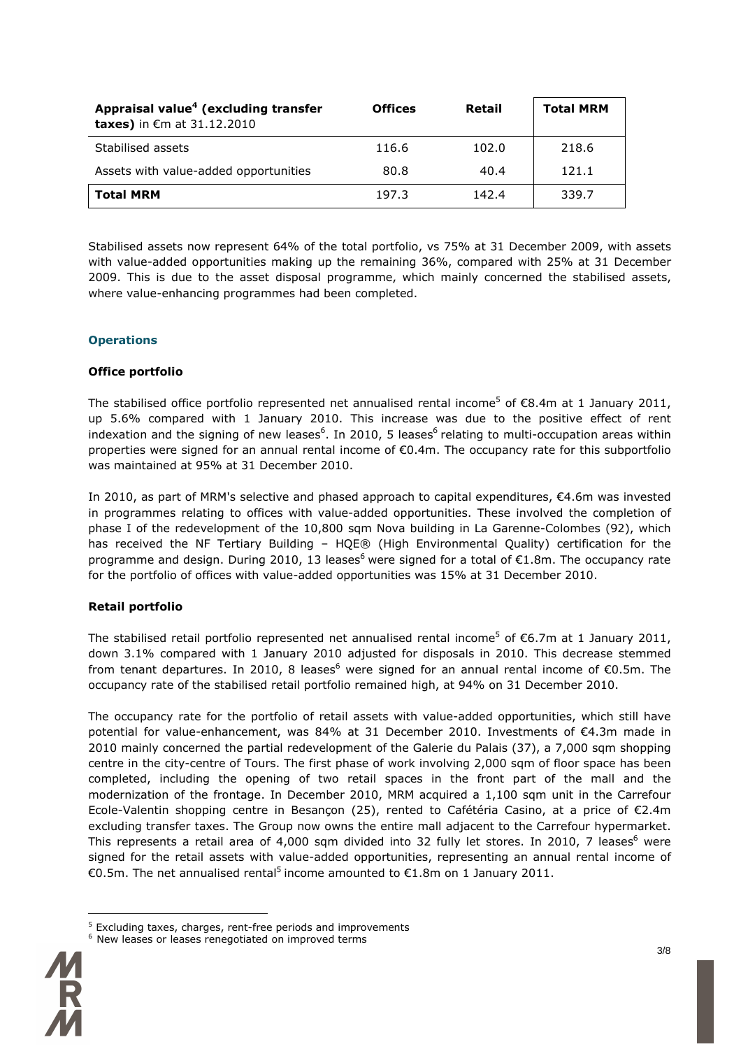| **Appraisal value[4] (excluding transfer taxes)** in €m at 31.12.2010 | **Offices** | **Retail** | **Total MRM** |
|---|---|---|---|
| Stabilised assets | 116.6 | 102.0 | 218.6 |
| Assets with value-added opportunities | 80.8 | 40.4 | 121.1 |
| **Total MRM** | 197.3 | 142.4 | 339.7 |

Stabilised assets now represent 64% of the total portfolio, vs 75% at 31 December 2009, with assets with value-added opportunities making up the remaining 36%, compared with 25% at 31 December 2009. This is due to the asset disposal programme, which mainly concerned the stabilised assets, where value-enhancing programmes had been completed.

## Operations

### Office portfolio

The stabilised office portfolio represented net annualised rental income[5] of €8.4m at 1 January 2011, up 5.6% compared with 1 January 2010. This increase was due to the positive effect of rent indexation and the signing of new leases[6]. In 2010, 5 leases[6] relating to multi-occupation areas within properties were signed for an annual rental income of €0.4m. The occupancy rate for this subportfolio was maintained at 95% at 31 December 2010.

In 2010, as part of MRM's selective and phased approach to capital expenditures, €4.6m was invested in programmes relating to offices with value-added opportunities. These involved the completion of phase I of the redevelopment of the 10,800 sqm Nova building in La Garenne-Colombes (92), which has received the NF Tertiary Building – HQE® (High Environmental Quality) certification for the programme and design. During 2010, 13 leases[6] were signed for a total of €1.8m. The occupancy rate for the portfolio of offices with value-added opportunities was 15% at 31 December 2010.

### Retail portfolio

The stabilised retail portfolio represented net annualised rental income[5] of €6.7m at 1 January 2011, down 3.1% compared with 1 January 2010 adjusted for disposals in 2010. This decrease stemmed from tenant departures. In 2010, 8 leases[6] were signed for an annual rental income of €0.5m. The occupancy rate of the stabilised retail portfolio remained high, at 94% on 31 December 2010.

The occupancy rate for the portfolio of retail assets with value-added opportunities, which still have potential for value-enhancement, was 84% at 31 December 2010. Investments of €4.3m made in 2010 mainly concerned the partial redevelopment of the Galerie du Palais (37), a 7,000 sqm shopping centre in the city-centre of Tours. The first phase of work involving 2,000 sqm of floor space has been completed, including the opening of two retail spaces in the front part of the mall and the modernization of the frontage. In December 2010, MRM acquired a 1,100 sqm unit in the Carrefour Ecole-Valentin shopping centre in Besançon (25), rented to Cafétéria Casino, at a price of €2.4m excluding transfer taxes. The Group now owns the entire mall adjacent to the Carrefour hypermarket. This represents a retail area of 4,000 sqm divided into 32 fully let stores. In 2010, 7 leases[6] were signed for the retail assets with value-added opportunities, representing an annual rental income of €0.5m. The net annualised rental[5] income amounted to €1.8m on 1 January 2011.

---

[5] Excluding taxes, charges, rent-free periods and improvements

[6] New leases or leases renegotiated on improved terms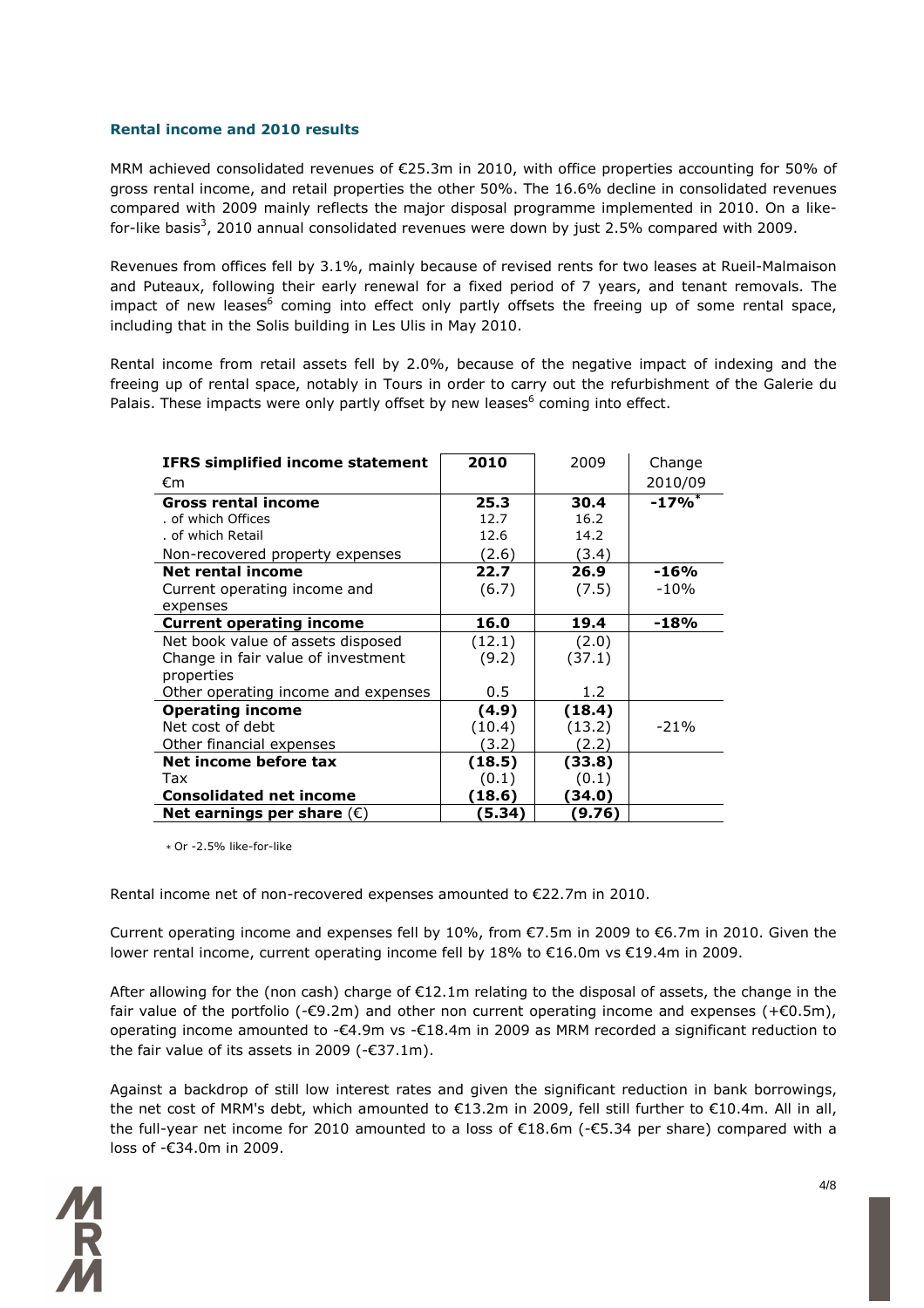### Rental income and 2010 results

MRM achieved consolidated revenues of €25.3m in 2010, with office properties accounting for 50% of gross rental income, and retail properties the other 50%. The 16.6% decline in consolidated revenues compared with 2009 mainly reflects the major disposal programme implemented in 2010. On a like-for-like basis[3], 2010 annual consolidated revenues were down by just 2.5% compared with 2009.

Revenues from offices fell by 3.1%, mainly because of revised rents for two leases at Rueil-Malmaison and Puteaux, following their early renewal for a fixed period of 7 years, and tenant removals. The impact of new leases[6] coming into effect only partly offsets the freeing up of some rental space, including that in the Solis building in Les Ulis in May 2010.

Rental income from retail assets fell by 2.0%, because of the negative impact of indexing and the freeing up of rental space, notably in Tours in order to carry out the refurbishment of the Galerie du Palais. These impacts were only partly offset by new leases[6] coming into effect.

| **IFRS simplified income statement** €m | **2010** | 2009 | Change 2010/09 |
|---|---|---|---|
| **Gross rental income** | **25.3** | **30.4** | **-17%*** |
| . of which Offices | 12.7 | 16.2 | |
| . of which Retail | 12.6 | 14.2 | |
| Non-recovered property expenses | (2.6) | (3.4) | |
| **Net rental income** | **22.7** | **26.9** | **-16%** |
| Current operating income and expenses | (6.7) | (7.5) | -10% |
| **Current operating income** | **16.0** | **19.4** | **-18%** |
| Net book value of assets disposed | (12.1) | (2.0) | |
| Change in fair value of investment properties | (9.2) | (37.1) | |
| Other operating income and expenses | 0.5 | 1.2 | |
| **Operating income** | **(4.9)** | **(18.4)** | |
| Net cost of debt | (10.4) | (13.2) | -21% |
| Other financial expenses | (3.2) | (2.2) | |
| **Net income before tax** | **(18.5)** | **(33.8)** | |
| Tax | (0.1) | (0.1) | |
| **Consolidated net income** | **(18.6)** | **(34.0)** | |
| **Net earnings per share** (€) | **(5.34)** | **(9.76)** | |

* Or -2.5% like-for-like

Rental income net of non-recovered expenses amounted to €22.7m in 2010.

Current operating income and expenses fell by 10%, from €7.5m in 2009 to €6.7m in 2010. Given the lower rental income, current operating income fell by 18% to €16.0m vs €19.4m in 2009.

After allowing for the (non cash) charge of €12.1m relating to the disposal of assets, the change in the fair value of the portfolio (-€9.2m) and other non current operating income and expenses (+€0.5m), operating income amounted to -€4.9m vs -€18.4m in 2009 as MRM recorded a significant reduction to the fair value of its assets in 2009 (-€37.1m).

Against a backdrop of still low interest rates and given the significant reduction in bank borrowings, the net cost of MRM's debt, which amounted to €13.2m in 2009, fell still further to €10.4m. All in all, the full-year net income for 2010 amounted to a loss of €18.6m (-€5.34 per share) compared with a loss of -€34.0m in 2009.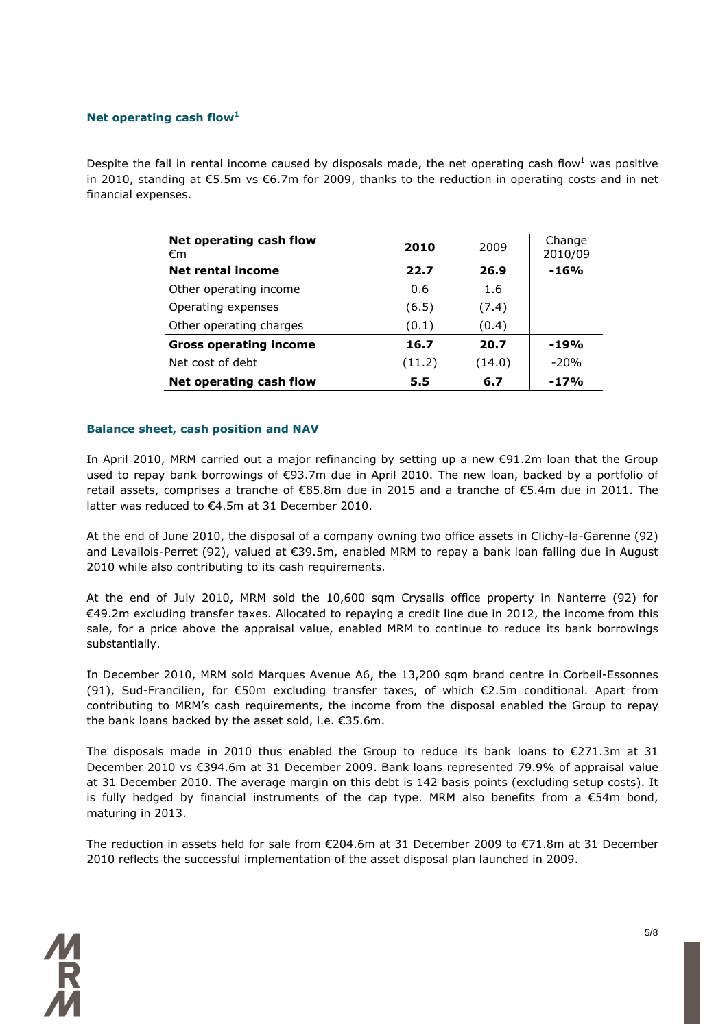### Net operating cash flow[1]

Despite the fall in rental income caused by disposals made, the net operating cash flow[1] was positive in 2010, standing at €5.5m vs €6.7m for 2009, thanks to the reduction in operating costs and in net financial expenses.

| **Net operating cash flow**<br>€m | **2010** | 2009 | Change 2010/09 |
|---|---|---|---|
| **Net rental income** | **22.7** | **26.9** | **-16%** |
| Other operating income | 0.6 | 1.6 | |
| Operating expenses | (6.5) | (7.4) | |
| Other operating charges | (0.1) | (0.4) | |
| **Gross operating income** | **16.7** | **20.7** | **-19%** |
| Net cost of debt | (11.2) | (14.0) | -20% |
| **Net operating cash flow** | **5.5** | **6.7** | **-17%** |

### Balance sheet, cash position and NAV

In April 2010, MRM carried out a major refinancing by setting up a new €91.2m loan that the Group used to repay bank borrowings of €93.7m due in April 2010. The new loan, backed by a portfolio of retail assets, comprises a tranche of €85.8m due in 2015 and a tranche of €5.4m due in 2011. The latter was reduced to €4.5m at 31 December 2010.

At the end of June 2010, the disposal of a company owning two office assets in Clichy-la-Garenne (92) and Levallois-Perret (92), valued at €39.5m, enabled MRM to repay a bank loan falling due in August 2010 while also contributing to its cash requirements.

At the end of July 2010, MRM sold the 10,600 sqm Crysalis office property in Nanterre (92) for €49.2m excluding transfer taxes. Allocated to repaying a credit line due in 2012, the income from this sale, for a price above the appraisal value, enabled MRM to continue to reduce its bank borrowings substantially.

In December 2010, MRM sold Marques Avenue A6, the 13,200 sqm brand centre in Corbeil-Essonnes (91), Sud-Francilien, for €50m excluding transfer taxes, of which €2.5m conditional. Apart from contributing to MRM's cash requirements, the income from the disposal enabled the Group to repay the bank loans backed by the asset sold, i.e. €35.6m.

The disposals made in 2010 thus enabled the Group to reduce its bank loans to €271.3m at 31 December 2010 vs €394.6m at 31 December 2009. Bank loans represented 79.9% of appraisal value at 31 December 2010. The average margin on this debt is 142 basis points (excluding setup costs). It is fully hedged by financial instruments of the cap type. MRM also benefits from a €54m bond, maturing in 2013.

The reduction in assets held for sale from €204.6m at 31 December 2009 to €71.8m at 31 December 2010 reflects the successful implementation of the asset disposal plan launched in 2009.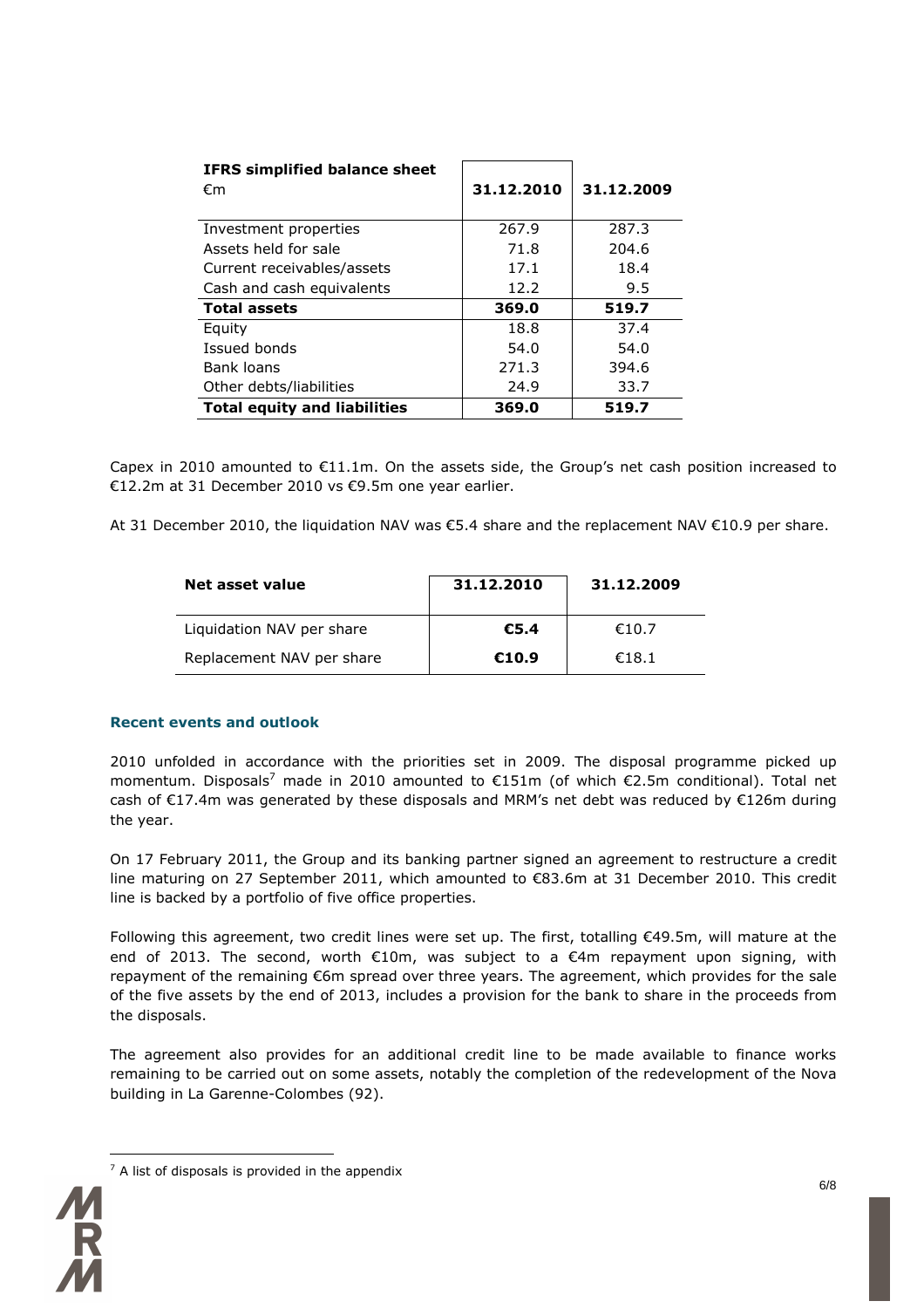| **IFRS simplified balance sheet** €m | **31.12.2010** | **31.12.2009** |
|---|---|---|
| Investment properties | 267.9 | 287.3 |
| Assets held for sale | 71.8 | 204.6 |
| Current receivables/assets | 17.1 | 18.4 |
| Cash and cash equivalents | 12.2 | 9.5 |
| **Total assets** | **369.0** | **519.7** |
| Equity | 18.8 | 37.4 |
| Issued bonds | 54.0 | 54.0 |
| Bank loans | 271.3 | 394.6 |
| Other debts/liabilities | 24.9 | 33.7 |
| **Total equity and liabilities** | **369.0** | **519.7** |

Capex in 2010 amounted to €11.1m. On the assets side, the Group's net cash position increased to €12.2m at 31 December 2010 vs €9.5m one year earlier.

At 31 December 2010, the liquidation NAV was €5.4 share and the replacement NAV €10.9 per share.

| **Net asset value** | **31.12.2010** | **31.12.2009** |
|---|---|---|
| Liquidation NAV per share | **€5.4** | €10.7 |
| Replacement NAV per share | **€10.9** | €18.1 |

### Recent events and outlook

2010 unfolded in accordance with the priorities set in 2009. The disposal programme picked up momentum. Disposals[7] made in 2010 amounted to €151m (of which €2.5m conditional). Total net cash of €17.4m was generated by these disposals and MRM's net debt was reduced by €126m during the year.

On 17 February 2011, the Group and its banking partner signed an agreement to restructure a credit line maturing on 27 September 2011, which amounted to €83.6m at 31 December 2010. This credit line is backed by a portfolio of five office properties.

Following this agreement, two credit lines were set up. The first, totalling €49.5m, will mature at the end of 2013. The second, worth €10m, was subject to a €4m repayment upon signing, with repayment of the remaining €6m spread over three years. The agreement, which provides for the sale of the five assets by the end of 2013, includes a provision for the bank to share in the proceeds from the disposals.

The agreement also provides for an additional credit line to be made available to finance works remaining to be carried out on some assets, notably the completion of the redevelopment of the Nova building in La Garenne-Colombes (92).

[7] A list of disposals is provided in the appendix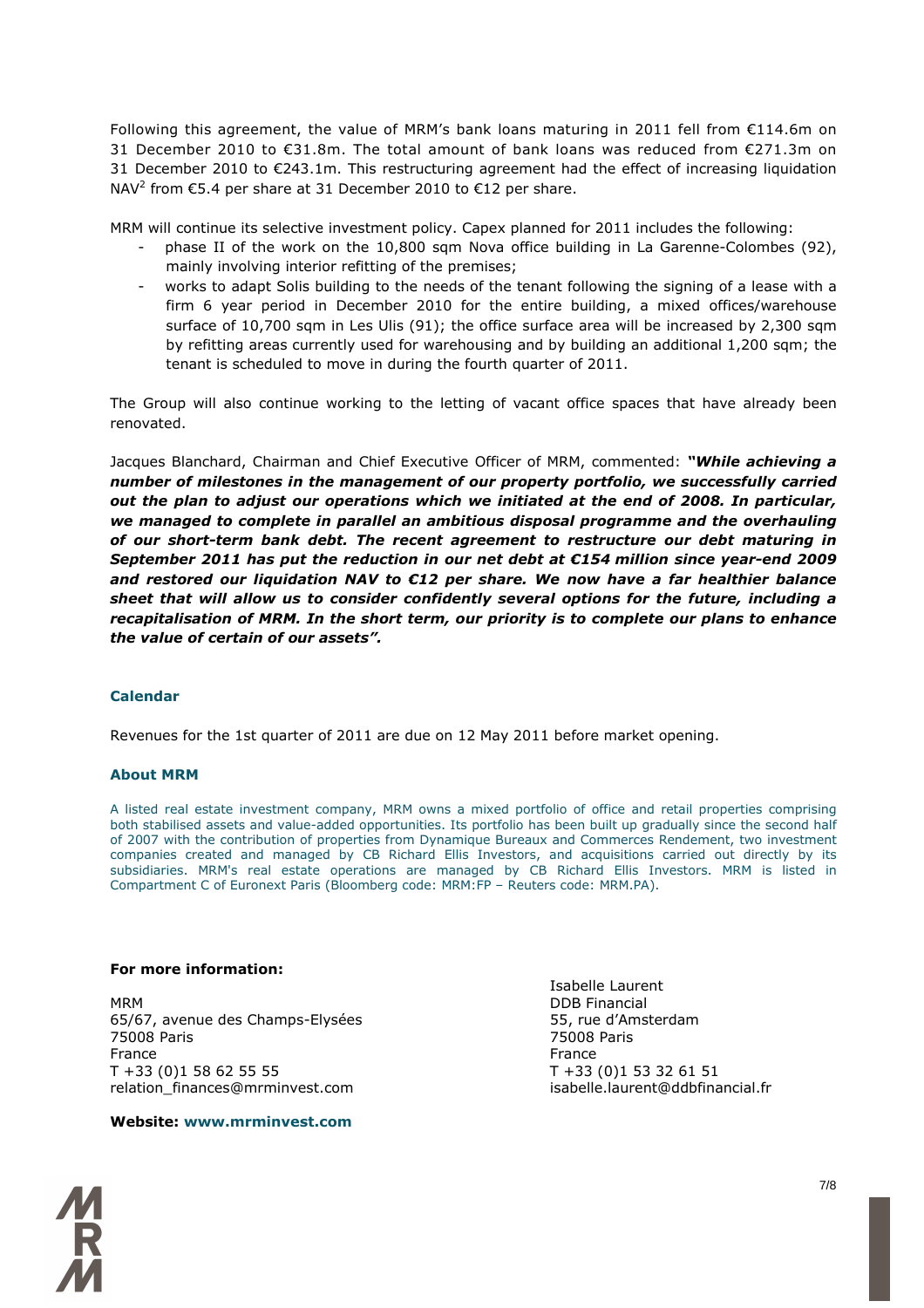Following this agreement, the value of MRM's bank loans maturing in 2011 fell from €114.6m on 31 December 2010 to €31.8m. The total amount of bank loans was reduced from €271.3m on 31 December 2010 to €243.1m. This restructuring agreement had the effect of increasing liquidation NAV[2] from €5.4 per share at 31 December 2010 to €12 per share.

MRM will continue its selective investment policy. Capex planned for 2011 includes the following:

- phase II of the work on the 10,800 sqm Nova office building in La Garenne-Colombes (92), mainly involving interior refitting of the premises;
- works to adapt Solis building to the needs of the tenant following the signing of a lease with a firm 6 year period in December 2010 for the entire building, a mixed offices/warehouse surface of 10,700 sqm in Les Ulis (91); the office surface area will be increased by 2,300 sqm by refitting areas currently used for warehousing and by building an additional 1,200 sqm; the tenant is scheduled to move in during the fourth quarter of 2011.

The Group will also continue working to the letting of vacant office spaces that have already been renovated.

Jacques Blanchard, Chairman and Chief Executive Officer of MRM, commented: ***"While achieving a number of milestones in the management of our property portfolio, we successfully carried out the plan to adjust our operations which we initiated at the end of 2008. In particular, we managed to complete in parallel an ambitious disposal programme and the overhauling of our short-term bank debt. The recent agreement to restructure our debt maturing in September 2011 has put the reduction in our net debt at €154 million since year-end 2009 and restored our liquidation NAV to €12 per share. We now have a far healthier balance sheet that will allow us to consider confidently several options for the future, including a recapitalisation of MRM. In the short term, our priority is to complete our plans to enhance the value of certain of our assets".***

## Calendar

Revenues for the 1st quarter of 2011 are due on 12 May 2011 before market opening.

## About MRM

A listed real estate investment company, MRM owns a mixed portfolio of office and retail properties comprising both stabilised assets and value-added opportunities. Its portfolio has been built up gradually since the second half of 2007 with the contribution of properties from Dynamique Bureaux and Commerces Rendement, two investment companies created and managed by CB Richard Ellis Investors, and acquisitions carried out directly by its subsidiaries. MRM's real estate operations are managed by CB Richard Ellis Investors. MRM is listed in Compartment C of Euronext Paris (Bloomberg code: MRM:FP – Reuters code: MRM.PA).

**For more information:**

MRM
65/67, avenue des Champs-Elysées
75008 Paris
France
T +33 (0)1 58 62 55 55
relation_finances@mrminvest.com

Isabelle Laurent
DDB Financial
55, rue d'Amsterdam
75008 Paris
France
T +33 (0)1 53 32 61 51
isabelle.laurent@ddbfinancial.fr

**Website: www.mrminvest.com**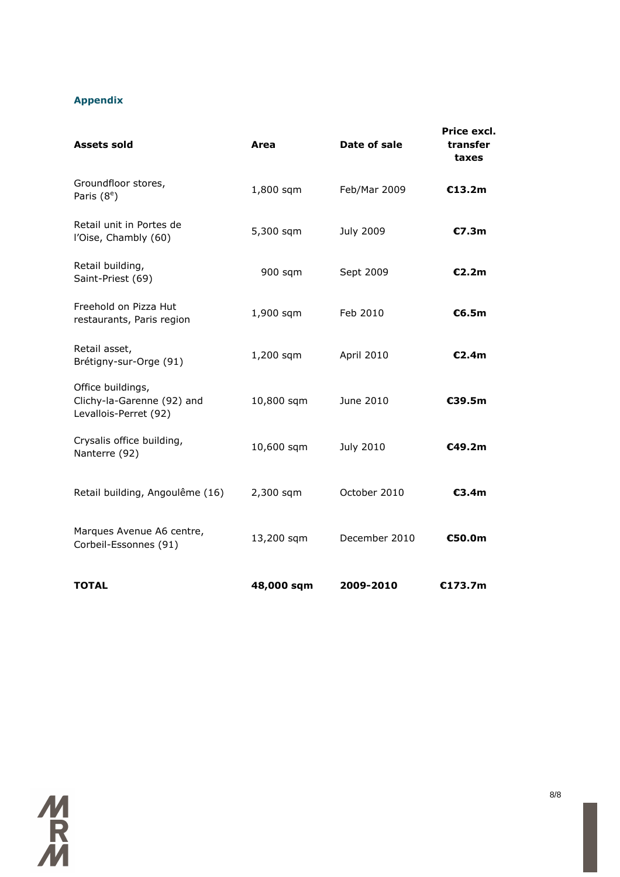## Appendix

| Assets sold | Area | Date of sale | Price excl. transfer taxes |
|---|---|---|---|
| Groundfloor stores, Paris (8e) | 1,800 sqm | Feb/Mar 2009 | **€13.2m** |
| Retail unit in Portes de l'Oise, Chambly (60) | 5,300 sqm | July 2009 | **€7.3m** |
| Retail building, Saint-Priest (69) | 900 sqm | Sept 2009 | **€2.2m** |
| Freehold on Pizza Hut restaurants, Paris region | 1,900 sqm | Feb 2010 | **€6.5m** |
| Retail asset, Brétigny-sur-Orge (91) | 1,200 sqm | April 2010 | **€2.4m** |
| Office buildings, Clichy-la-Garenne (92) and Levallois-Perret (92) | 10,800 sqm | June 2010 | **€39.5m** |
| Crysalis office building, Nanterre (92) | 10,600 sqm | July 2010 | **€49.2m** |
| Retail building, Angoulême (16) | 2,300 sqm | October 2010 | **€3.4m** |
| Marques Avenue A6 centre, Corbeil-Essonnes (91) | 13,200 sqm | December 2010 | **€50.0m** |
| **TOTAL** | **48,000 sqm** | **2009-2010** | **€173.7m** |